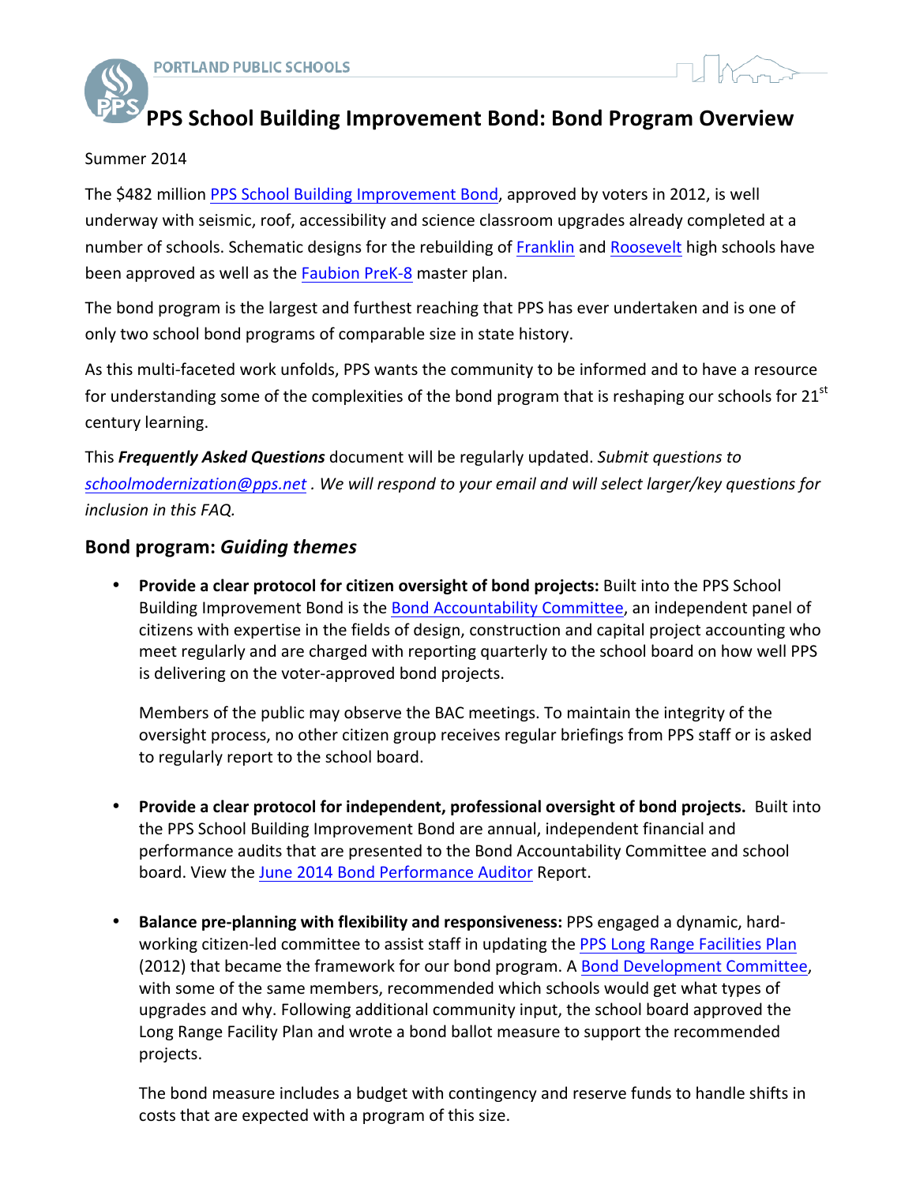PORTLAND PUBLIC SCHOOLS

# PPS School Building Improvement Bond: Bond Program Overview

Summer 2014

The $482 million PPS School Building Improvement Bond, approved by voters in 2012, is well underway with seismic, roof, accessibility and science classroom upgrades already completed at a number of schools. Schematic designs for the rebuilding of Franklin and Roosevelt high schools have been approved as well as the Faubion PreK-8 master plan.

The bond program is the largest and furthest reaching that PPS has ever undertaken and is one of only two school bond programs of comparable size in state history.

As this multi-faceted work unfolds, PPS wants the community to be informed and to have a resource for understanding some of the complexities of the bond program that is reshaping our schools for 21st century learning.

This ***Frequently Asked Questions*** document will be regularly updated. *Submit questions to schoolmodernization@pps.net . We will respond to your email and will select larger/key questions for inclusion in this FAQ.*

## Bond program: *Guiding themes*

- **Provide a clear protocol for citizen oversight of bond projects:** Built into the PPS School Building Improvement Bond is the Bond Accountability Committee, an independent panel of citizens with expertise in the fields of design, construction and capital project accounting who meet regularly and are charged with reporting quarterly to the school board on how well PPS is delivering on the voter-approved bond projects.

  Members of the public may observe the BAC meetings. To maintain the integrity of the oversight process, no other citizen group receives regular briefings from PPS staff or is asked to regularly report to the school board.

- **Provide a clear protocol for independent, professional oversight of bond projects.** Built into the PPS School Building Improvement Bond are annual, independent financial and performance audits that are presented to the Bond Accountability Committee and school board. View the June 2014 Bond Performance Auditor Report.

- **Balance pre-planning with flexibility and responsiveness:** PPS engaged a dynamic, hard-working citizen-led committee to assist staff in updating the PPS Long Range Facilities Plan (2012) that became the framework for our bond program. A Bond Development Committee, with some of the same members, recommended which schools would get what types of upgrades and why. Following additional community input, the school board approved the Long Range Facility Plan and wrote a bond ballot measure to support the recommended projects.

  The bond measure includes a budget with contingency and reserve funds to handle shifts in costs that are expected with a program of this size.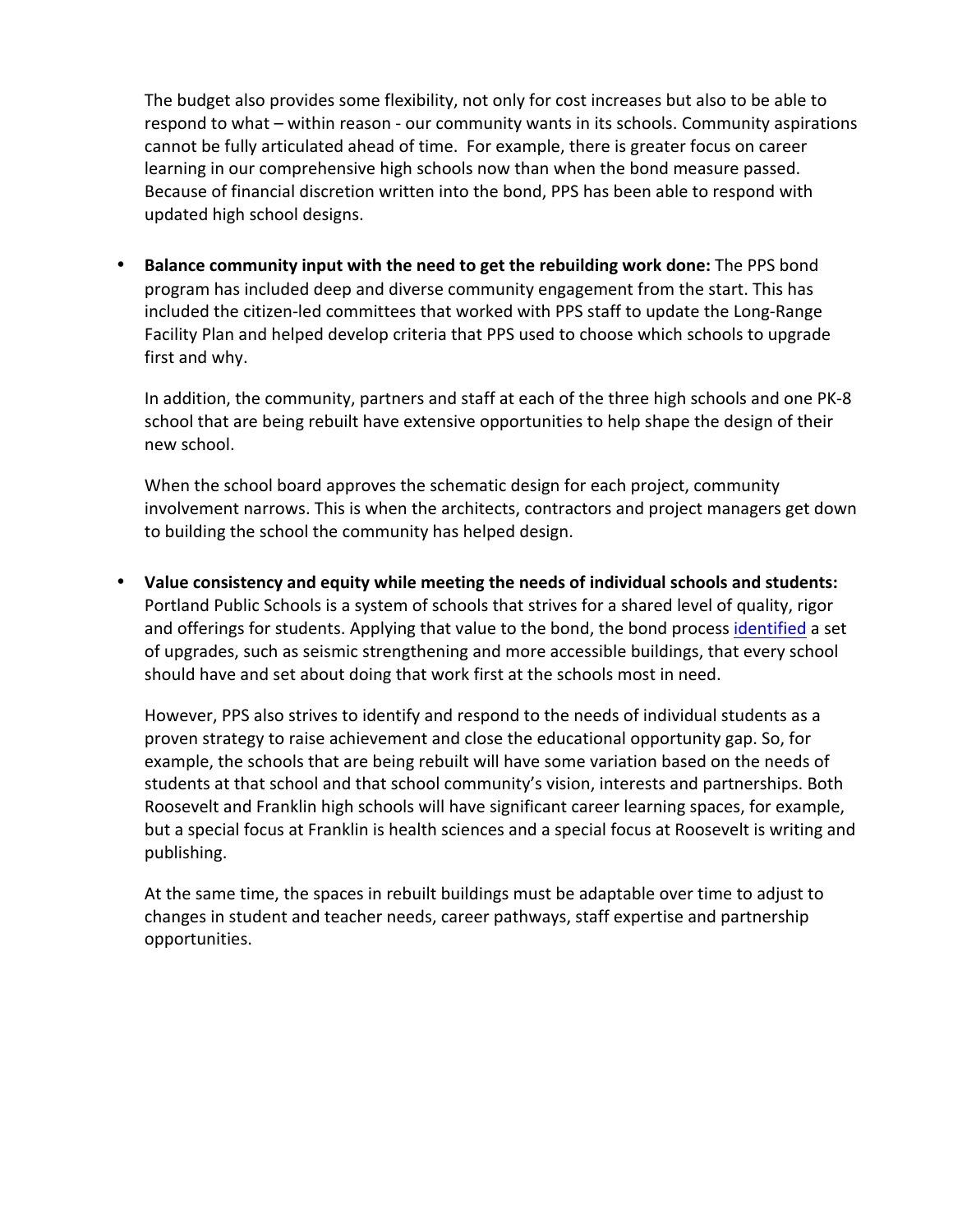The budget also provides some flexibility, not only for cost increases but also to be able to respond to what – within reason - our community wants in its schools. Community aspirations cannot be fully articulated ahead of time. For example, there is greater focus on career learning in our comprehensive high schools now than when the bond measure passed. Because of financial discretion written into the bond, PPS has been able to respond with updated high school designs.

- **Balance community input with the need to get the rebuilding work done:** The PPS bond program has included deep and diverse community engagement from the start. This has included the citizen-led committees that worked with PPS staff to update the Long-Range Facility Plan and helped develop criteria that PPS used to choose which schools to upgrade first and why.

  In addition, the community, partners and staff at each of the three high schools and one PK-8 school that are being rebuilt have extensive opportunities to help shape the design of their new school.

  When the school board approves the schematic design for each project, community involvement narrows. This is when the architects, contractors and project managers get down to building the school the community has helped design.

- **Value consistency and equity while meeting the needs of individual schools and students:** Portland Public Schools is a system of schools that strives for a shared level of quality, rigor and offerings for students. Applying that value to the bond, the bond process identified a set of upgrades, such as seismic strengthening and more accessible buildings, that every school should have and set about doing that work first at the schools most in need.

  However, PPS also strives to identify and respond to the needs of individual students as a proven strategy to raise achievement and close the educational opportunity gap. So, for example, the schools that are being rebuilt will have some variation based on the needs of students at that school and that school community's vision, interests and partnerships. Both Roosevelt and Franklin high schools will have significant career learning spaces, for example, but a special focus at Franklin is health sciences and a special focus at Roosevelt is writing and publishing.

  At the same time, the spaces in rebuilt buildings must be adaptable over time to adjust to changes in student and teacher needs, career pathways, staff expertise and partnership opportunities.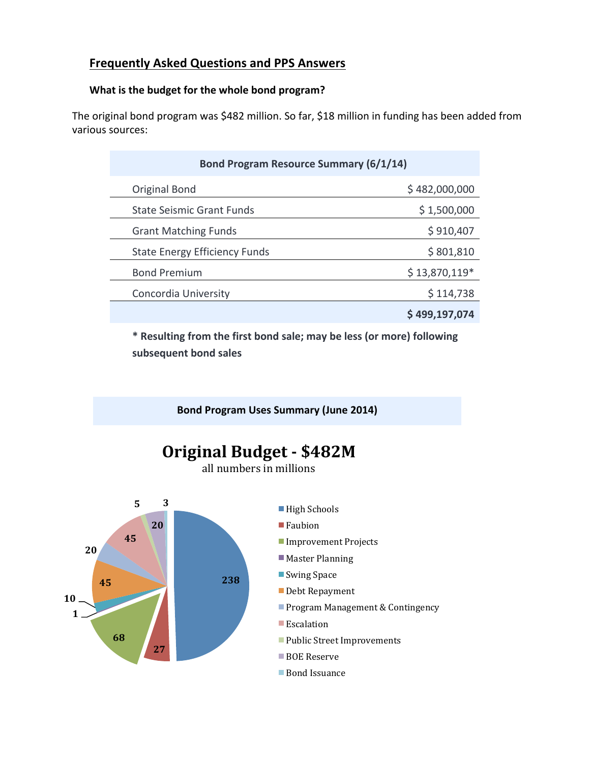## Frequently Asked Questions and PPS Answers

### What is the budget for the whole bond program?

The original bond program was $482 million. So far, $18 million in funding has been added from various sources:

| Bond Program Resource Summary (6/1/14) | |
|---|---|
| Original Bond | $ 482,000,000 |
| State Seismic Grant Funds | $ 1,500,000 |
| Grant Matching Funds | $ 910,407 |
| State Energy Efficiency Funds | $ 801,810 |
| Bond Premium | $ 13,870,119* |
| Concordia University | $ 114,738 |
| | **$ 499,197,074** |

**\* Resulting from the first bond sale; may be less (or more) following subsequent bond sales**

**Bond Program Uses Summary (June 2014)**

**Original Budget - $482M**

all numbers in millions

| Category | Amount (millions) |
|---|---|
| High Schools | 238 |
| Faubion | 27 |
| Improvement Projects | 68 |
| Master Planning | 1 |
| Swing Space | 10 |
| Debt Repayment | 45 |
| Program Management & Contingency | 20 |
| Escalation | 45 |
| Public Street Improvements | 5 |
| BOE Reserve | 20 |
| Bond Issuance | 3 |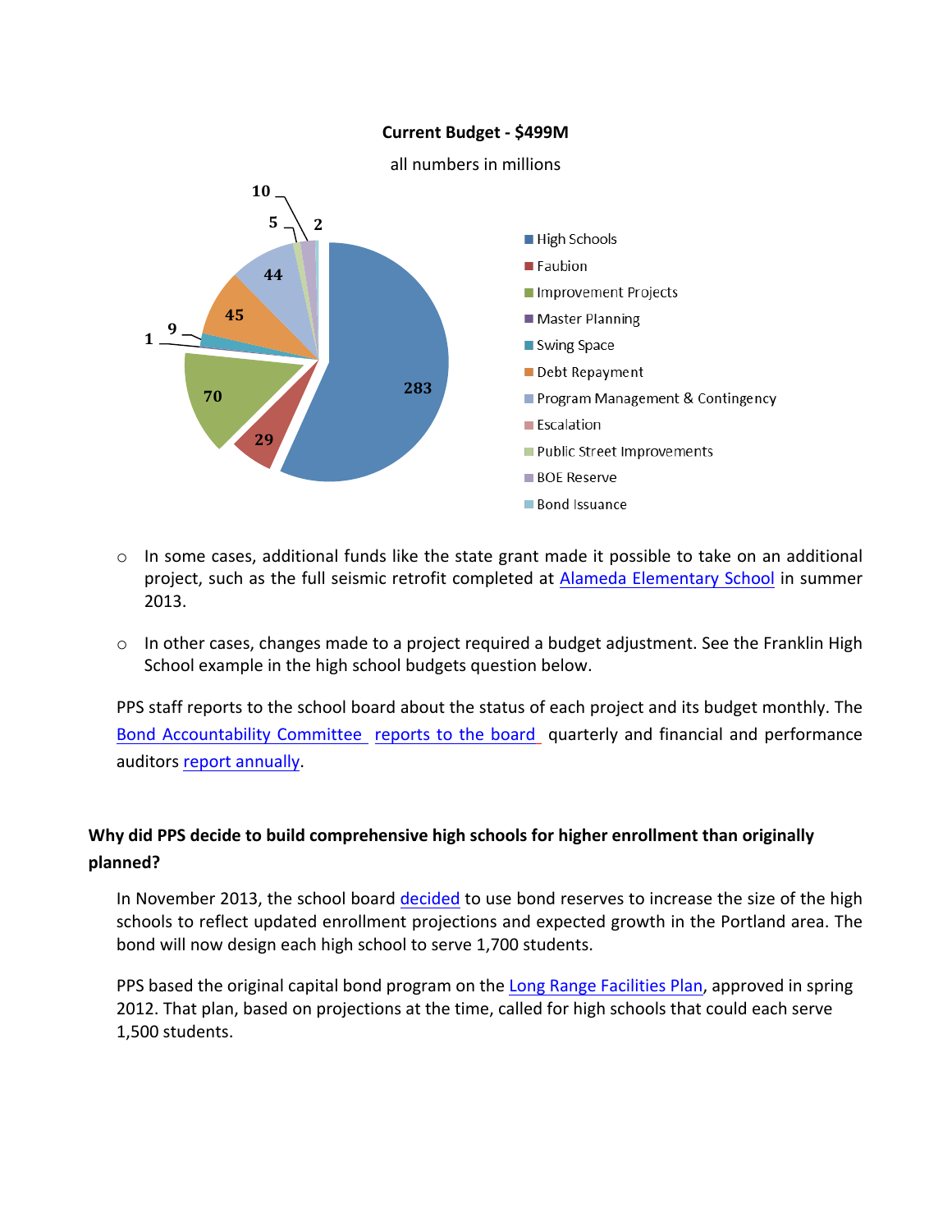**Current Budget - $499M**

all numbers in millions

| Category | Amount |
| --- | --- |
| High Schools | 283 |
| Faubion | 29 |
| Improvement Projects | 70 |
| Master Planning | 1 |
| Swing Space | 9 |
| Debt Repayment | 45 |
| Program Management & Contingency | 44 |
| Escalation | |
| Public Street Improvements | 5 |
| BOE Reserve | 10 |
| Bond Issuance | 2 |

- In some cases, additional funds like the state grant made it possible to take on an additional project, such as the full seismic retrofit completed at Alameda Elementary School in summer 2013.
- In other cases, changes made to a project required a budget adjustment. See the Franklin High School example in the high school budgets question below.

PPS staff reports to the school board about the status of each project and its budget monthly. The Bond Accountability Committee reports to the board quarterly and financial and performance auditors report annually.

**Why did PPS decide to build comprehensive high schools for higher enrollment than originally planned?**

In November 2013, the school board decided to use bond reserves to increase the size of the high schools to reflect updated enrollment projections and expected growth in the Portland area. The bond will now design each high school to serve 1,700 students.

PPS based the original capital bond program on the Long Range Facilities Plan, approved in spring 2012. That plan, based on projections at the time, called for high schools that could each serve 1,500 students.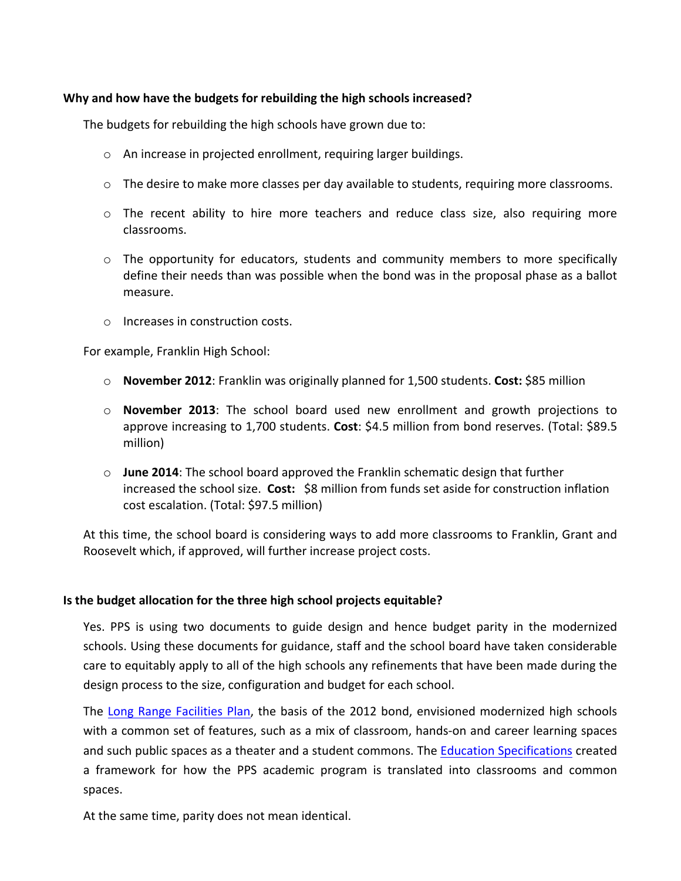**Why and how have the budgets for rebuilding the high schools increased?**

The budgets for rebuilding the high schools have grown due to:

- An increase in projected enrollment, requiring larger buildings.
- The desire to make more classes per day available to students, requiring more classrooms.
- The recent ability to hire more teachers and reduce class size, also requiring more classrooms.
- The opportunity for educators, students and community members to more specifically define their needs than was possible when the bond was in the proposal phase as a ballot measure.
- Increases in construction costs.

For example, Franklin High School:

- **November 2012**: Franklin was originally planned for 1,500 students. **Cost:** $85 million
- **November 2013**: The school board used new enrollment and growth projections to approve increasing to 1,700 students. **Cost**: $4.5 million from bond reserves. (Total: $89.5 million)
- **June 2014**: The school board approved the Franklin schematic design that further increased the school size. **Cost:** $8 million from funds set aside for construction inflation cost escalation. (Total: $97.5 million)

At this time, the school board is considering ways to add more classrooms to Franklin, Grant and Roosevelt which, if approved, will further increase project costs.

**Is the budget allocation for the three high school projects equitable?**

Yes. PPS is using two documents to guide design and hence budget parity in the modernized schools. Using these documents for guidance, staff and the school board have taken considerable care to equitably apply to all of the high schools any refinements that have been made during the design process to the size, configuration and budget for each school.

The Long Range Facilities Plan, the basis of the 2012 bond, envisioned modernized high schools with a common set of features, such as a mix of classroom, hands-on and career learning spaces and such public spaces as a theater and a student commons. The Education Specifications created a framework for how the PPS academic program is translated into classrooms and common spaces.

At the same time, parity does not mean identical.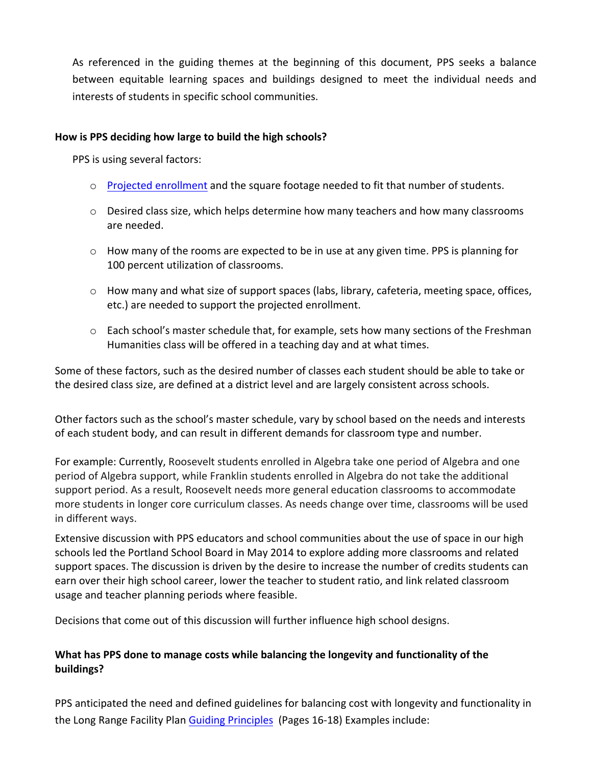As referenced in the guiding themes at the beginning of this document, PPS seeks a balance between equitable learning spaces and buildings designed to meet the individual needs and interests of students in specific school communities.

**How is PPS deciding how large to build the high schools?**

PPS is using several factors:

- [Projected enrollment]() and the square footage needed to fit that number of students.
- Desired class size, which helps determine how many teachers and how many classrooms are needed.
- How many of the rooms are expected to be in use at any given time. PPS is planning for 100 percent utilization of classrooms.
- How many and what size of support spaces (labs, library, cafeteria, meeting space, offices, etc.) are needed to support the projected enrollment.
- Each school's master schedule that, for example, sets how many sections of the Freshman Humanities class will be offered in a teaching day and at what times.

Some of these factors, such as the desired number of classes each student should be able to take or the desired class size, are defined at a district level and are largely consistent across schools.

Other factors such as the school's master schedule, vary by school based on the needs and interests of each student body, and can result in different demands for classroom type and number.

For example: Currently, Roosevelt students enrolled in Algebra take one period of Algebra and one period of Algebra support, while Franklin students enrolled in Algebra do not take the additional support period. As a result, Roosevelt needs more general education classrooms to accommodate more students in longer core curriculum classes. As needs change over time, classrooms will be used in different ways.

Extensive discussion with PPS educators and school communities about the use of space in our high schools led the Portland School Board in May 2014 to explore adding more classrooms and related support spaces. The discussion is driven by the desire to increase the number of credits students can earn over their high school career, lower the teacher to student ratio, and link related classroom usage and teacher planning periods where feasible.

Decisions that come out of this discussion will further influence high school designs.

**What has PPS done to manage costs while balancing the longevity and functionality of the buildings?**

PPS anticipated the need and defined guidelines for balancing cost with longevity and functionality in the Long Range Facility Plan [Guiding Principles]() (Pages 16-18) Examples include: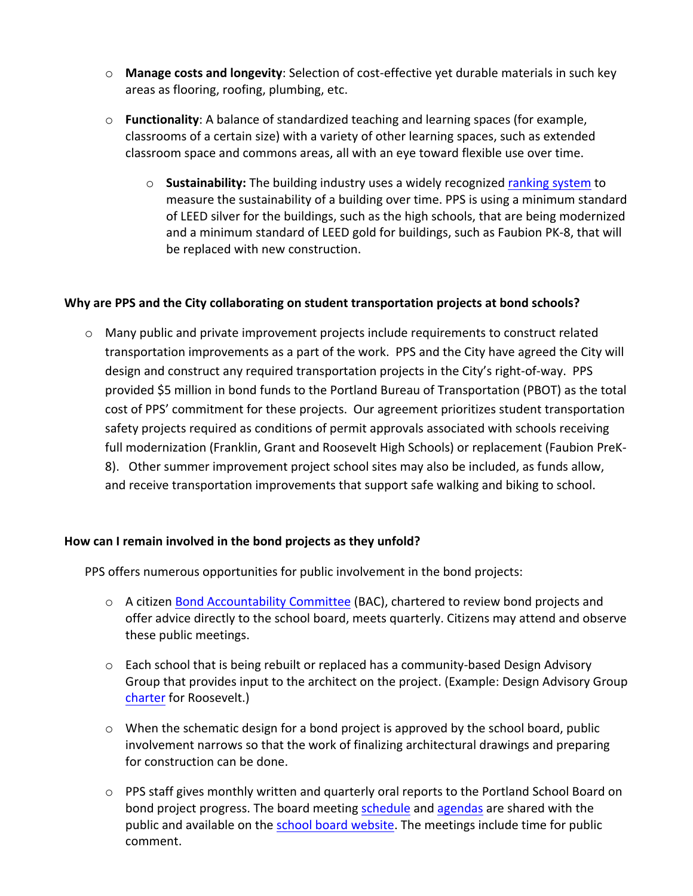- **Manage costs and longevity**: Selection of cost-effective yet durable materials in such key areas as flooring, roofing, plumbing, etc.

- **Functionality**: A balance of standardized teaching and learning spaces (for example, classrooms of a certain size) with a variety of other learning spaces, such as extended classroom space and commons areas, all with an eye toward flexible use over time.

  - **Sustainability:** The building industry uses a widely recognized ranking system to measure the sustainability of a building over time. PPS is using a minimum standard of LEED silver for the buildings, such as the high schools, that are being modernized and a minimum standard of LEED gold for buildings, such as Faubion PK-8, that will be replaced with new construction.

**Why are PPS and the City collaborating on student transportation projects at bond schools?**

- Many public and private improvement projects include requirements to construct related transportation improvements as a part of the work. PPS and the City have agreed the City will design and construct any required transportation projects in the City's right-of-way. PPS provided $5 million in bond funds to the Portland Bureau of Transportation (PBOT) as the total cost of PPS' commitment for these projects. Our agreement prioritizes student transportation safety projects required as conditions of permit approvals associated with schools receiving full modernization (Franklin, Grant and Roosevelt High Schools) or replacement (Faubion PreK-8). Other summer improvement project school sites may also be included, as funds allow, and receive transportation improvements that support safe walking and biking to school.

**How can I remain involved in the bond projects as they unfold?**

PPS offers numerous opportunities for public involvement in the bond projects:

- A citizen Bond Accountability Committee (BAC), chartered to review bond projects and offer advice directly to the school board, meets quarterly. Citizens may attend and observe these public meetings.

- Each school that is being rebuilt or replaced has a community-based Design Advisory Group that provides input to the architect on the project. (Example: Design Advisory Group charter for Roosevelt.)

- When the schematic design for a bond project is approved by the school board, public involvement narrows so that the work of finalizing architectural drawings and preparing for construction can be done.

- PPS staff gives monthly written and quarterly oral reports to the Portland School Board on bond project progress. The board meeting schedule and agendas are shared with the public and available on the school board website. The meetings include time for public comment.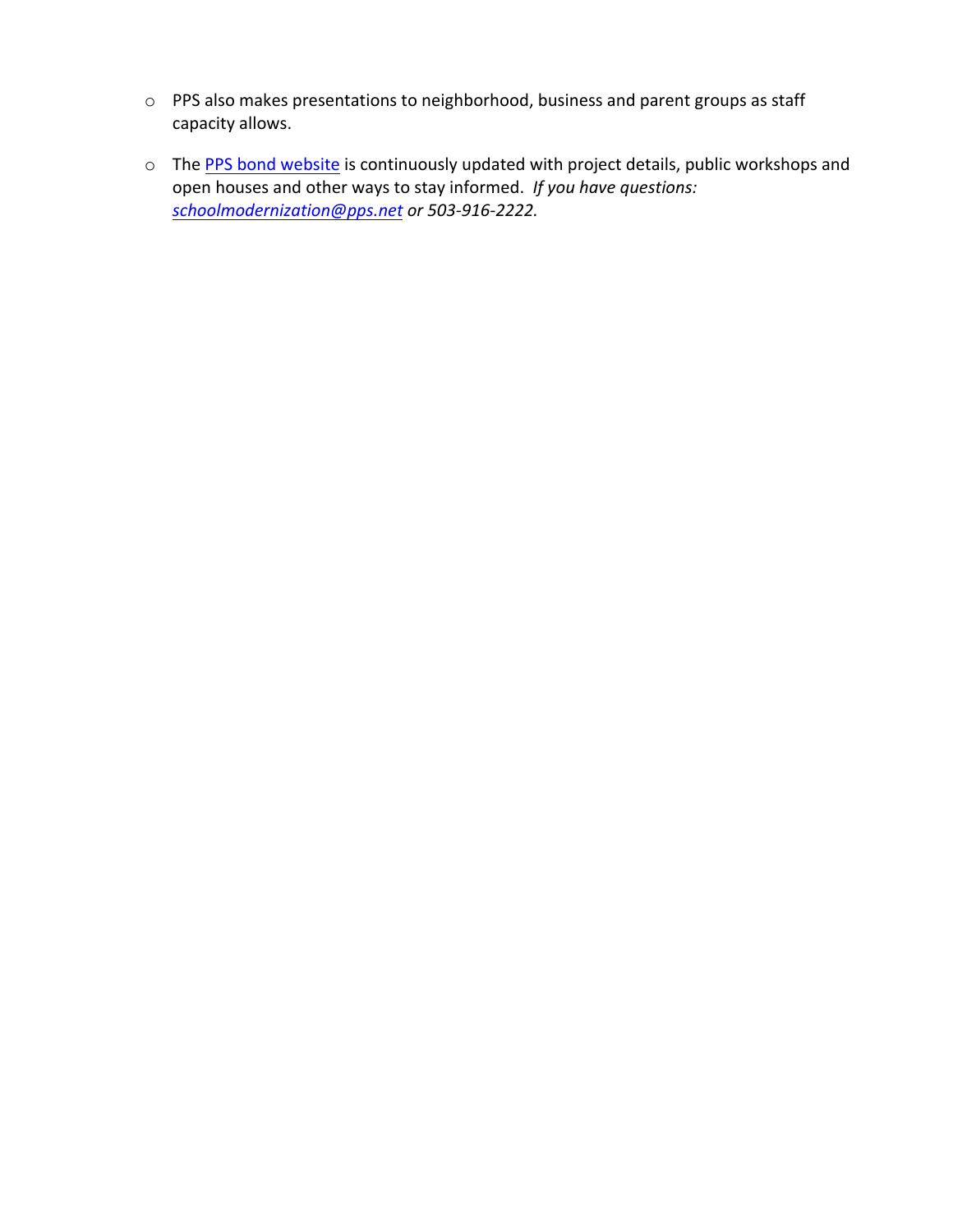- PPS also makes presentations to neighborhood, business and parent groups as staff capacity allows.

- The PPS bond website is continuously updated with project details, public workshops and open houses and other ways to stay informed. *If you have questions: schoolmodernization@pps.net or 503-916-2222.*